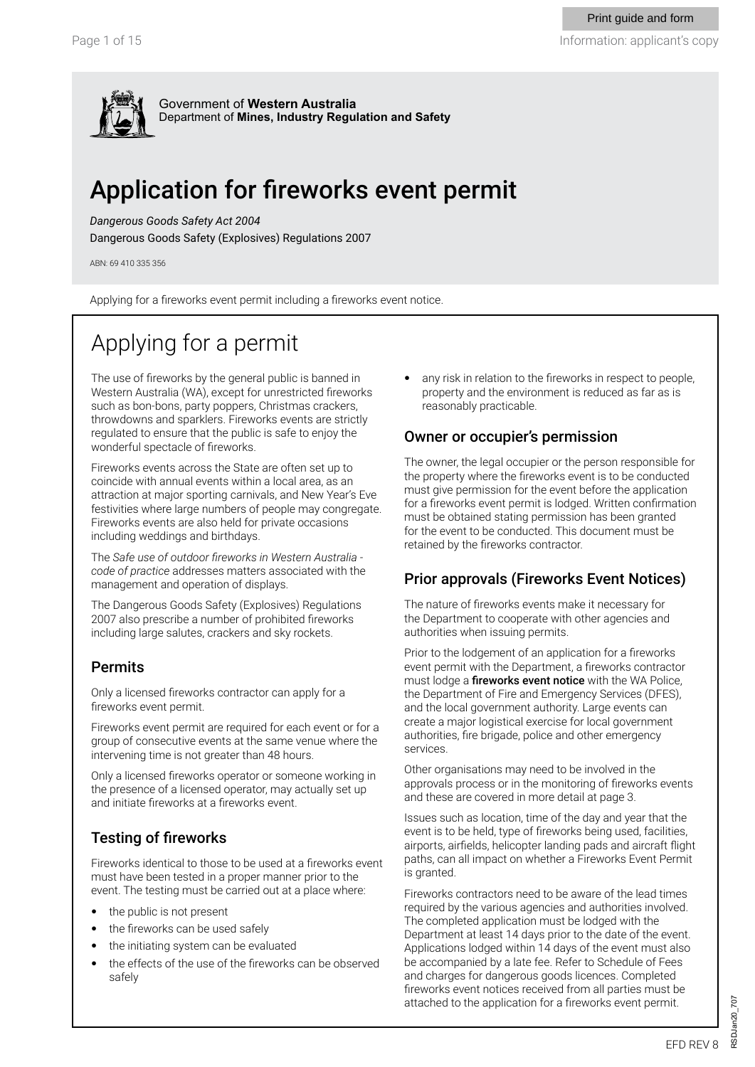Government of **Western Australia**
Department of **Mines, Industry Regulation and Safety**

# Application for fireworks event permit

*Dangerous Goods Safety Act 2004*
Dangerous Goods Safety (Explosives) Regulations 2007

ABN: 69 410 335 356

Applying for a fireworks event permit including a fireworks event notice.

## Applying for a permit

The use of fireworks by the general public is banned in Western Australia (WA), except for unrestricted fireworks such as bon-bons, party poppers, Christmas crackers, throwdowns and sparklers. Fireworks events are strictly regulated to ensure that the public is safe to enjoy the wonderful spectacle of fireworks.

Fireworks events across the State are often set up to coincide with annual events within a local area, as an attraction at major sporting carnivals, and New Year's Eve festivities where large numbers of people may congregate. Fireworks events are also held for private occasions including weddings and birthdays.

The *Safe use of outdoor fireworks in Western Australia - code of practice* addresses matters associated with the management and operation of displays.

The Dangerous Goods Safety (Explosives) Regulations 2007 also prescribe a number of prohibited fireworks including large salutes, crackers and sky rockets.

### Permits

Only a licensed fireworks contractor can apply for a fireworks event permit.

Fireworks event permit are required for each event or for a group of consecutive events at the same venue where the intervening time is not greater than 48 hours.

Only a licensed fireworks operator or someone working in the presence of a licensed operator, may actually set up and initiate fireworks at a fireworks event.

### Testing of fireworks

Fireworks identical to those to be used at a fireworks event must have been tested in a proper manner prior to the event. The testing must be carried out at a place where:

- the public is not present
- the fireworks can be used safely
- the initiating system can be evaluated
- the effects of the use of the fireworks can be observed safely
- any risk in relation to the fireworks in respect to people, property and the environment is reduced as far as is reasonably practicable.

### Owner or occupier's permission

The owner, the legal occupier or the person responsible for the property where the fireworks event is to be conducted must give permission for the event before the application for a fireworks event permit is lodged. Written confirmation must be obtained stating permission has been granted for the event to be conducted. This document must be retained by the fireworks contractor.

### Prior approvals (Fireworks Event Notices)

The nature of fireworks events make it necessary for the Department to cooperate with other agencies and authorities when issuing permits.

Prior to the lodgement of an application for a fireworks event permit with the Department, a fireworks contractor must lodge a **fireworks event notice** with the WA Police, the Department of Fire and Emergency Services (DFES), and the local government authority. Large events can create a major logistical exercise for local government authorities, fire brigade, police and other emergency services.

Other organisations may need to be involved in the approvals process or in the monitoring of fireworks events and these are covered in more detail at page 3.

Issues such as location, time of the day and year that the event is to be held, type of fireworks being used, facilities, airports, airfields, helicopter landing pads and aircraft flight paths, can all impact on whether a Fireworks Event Permit is granted.

Fireworks contractors need to be aware of the lead times required by the various agencies and authorities involved. The completed application must be lodged with the Department at least 14 days prior to the date of the event. Applications lodged within 14 days of the event must also be accompanied by a late fee. Refer to Schedule of Fees and charges for dangerous goods licences. Completed fireworks event notices received from all parties must be attached to the application for a fireworks event permit.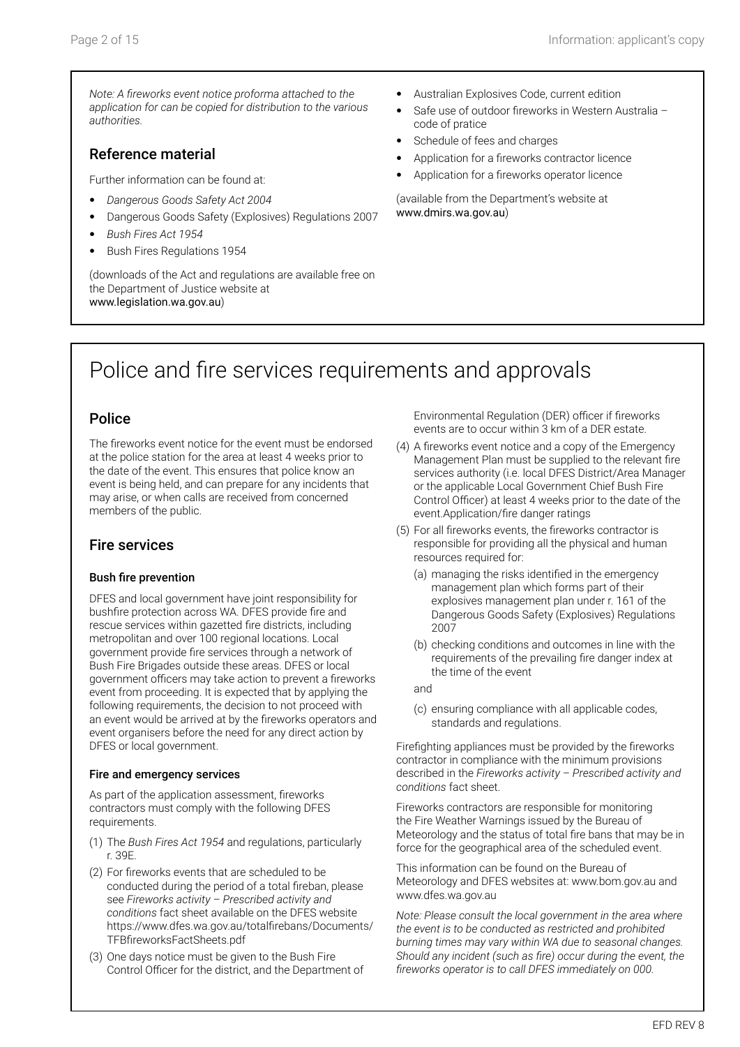*Note: A fireworks event notice proforma attached to the application for can be copied for distribution to the various authorities.*

## Reference material

Further information can be found at:

- *Dangerous Goods Safety Act 2004*
- Dangerous Goods Safety (Explosives) Regulations 2007
- *Bush Fires Act 1954*
- Bush Fires Regulations 1954

(downloads of the Act and regulations are available free on the Department of Justice website at www.legislation.wa.gov.au)

- Australian Explosives Code, current edition
- Safe use of outdoor fireworks in Western Australia – code of pratice
- Schedule of fees and charges
- Application for a fireworks contractor licence
- Application for a fireworks operator licence

(available from the Department's website at www.dmirs.wa.gov.au)

# Police and fire services requirements and approvals

## Police

The fireworks event notice for the event must be endorsed at the police station for the area at least 4 weeks prior to the date of the event. This ensures that police know an event is being held, and can prepare for any incidents that may arise, or when calls are received from concerned members of the public.

## Fire services

### Bush fire prevention

DFES and local government have joint responsibility for bushfire protection across WA. DFES provide fire and rescue services within gazetted fire districts, including metropolitan and over 100 regional locations. Local government provide fire services through a network of Bush Fire Brigades outside these areas. DFES or local government officers may take action to prevent a fireworks event from proceeding. It is expected that by applying the following requirements, the decision to not proceed with an event would be arrived at by the fireworks operators and event organisers before the need for any direct action by DFES or local government.

### Fire and emergency services

As part of the application assessment, fireworks contractors must comply with the following DFES requirements.

(1) The *Bush Fires Act 1954* and regulations, particularly r. 39E.

(2) For fireworks events that are scheduled to be conducted during the period of a total fireban, please see *Fireworks activity – Prescribed activity and conditions* fact sheet available on the DFES website https://www.dfes.wa.gov.au/totalfirebans/Documents/TFBfireworksFactSheets.pdf

(3) One days notice must be given to the Bush Fire Control Officer for the district, and the Department of Environmental Regulation (DER) officer if fireworks events are to occur within 3 km of a DER estate.

(4) A fireworks event notice and a copy of the Emergency Management Plan must be supplied to the relevant fire services authority (i.e. local DFES District/Area Manager or the applicable Local Government Chief Bush Fire Control Officer) at least 4 weeks prior to the date of the event.Application/fire danger ratings

(5) For all fireworks events, the fireworks contractor is responsible for providing all the physical and human resources required for:

  (a) managing the risks identified in the emergency management plan which forms part of their explosives management plan under r. 161 of the Dangerous Goods Safety (Explosives) Regulations 2007

  (b) checking conditions and outcomes in line with the requirements of the prevailing fire danger index at the time of the event

  and

  (c) ensuring compliance with all applicable codes, standards and regulations.

Firefighting appliances must be provided by the fireworks contractor in compliance with the minimum provisions described in the *Fireworks activity – Prescribed activity and conditions* fact sheet.

Fireworks contractors are responsible for monitoring the Fire Weather Warnings issued by the Bureau of Meteorology and the status of total fire bans that may be in force for the geographical area of the scheduled event.

This information can be found on the Bureau of Meteorology and DFES websites at: www.bom.gov.au and www.dfes.wa.gov.au

*Note: Please consult the local government in the area where the event is to be conducted as restricted and prohibited burning times may vary within WA due to seasonal changes. Should any incident (such as fire) occur during the event, the fireworks operator is to call DFES immediately on 000.*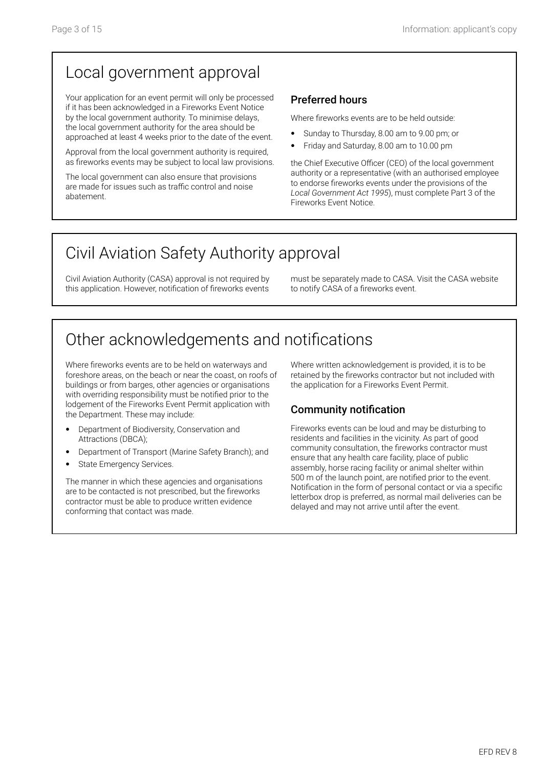## Local government approval

Your application for an event permit will only be processed if it has been acknowledged in a Fireworks Event Notice by the local government authority. To minimise delays, the local government authority for the area should be approached at least 4 weeks prior to the date of the event.

Approval from the local government authority is required, as fireworks events may be subject to local law provisions.

The local government can also ensure that provisions are made for issues such as traffic control and noise abatement.

### Preferred hours

Where fireworks events are to be held outside:

- Sunday to Thursday, 8.00 am to 9.00 pm; or
- Friday and Saturday, 8.00 am to 10.00 pm

the Chief Executive Officer (CEO) of the local government authority or a representative (with an authorised employee to endorse fireworks events under the provisions of the *Local Government Act 1995*), must complete Part 3 of the Fireworks Event Notice.

## Civil Aviation Safety Authority approval

Civil Aviation Authority (CASA) approval is not required by this application. However, notification of fireworks events must be separately made to CASA. Visit the CASA website to notify CASA of a fireworks event.

## Other acknowledgements and notifications

Where fireworks events are to be held on waterways and foreshore areas, on the beach or near the coast, on roofs of buildings or from barges, other agencies or organisations with overriding responsibility must be notified prior to the lodgement of the Fireworks Event Permit application with the Department. These may include:

- Department of Biodiversity, Conservation and Attractions (DBCA);
- Department of Transport (Marine Safety Branch); and
- State Emergency Services.

The manner in which these agencies and organisations are to be contacted is not prescribed, but the fireworks contractor must be able to produce written evidence conforming that contact was made.

Where written acknowledgement is provided, it is to be retained by the fireworks contractor but not included with the application for a Fireworks Event Permit.

### Community notification

Fireworks events can be loud and may be disturbing to residents and facilities in the vicinity. As part of good community consultation, the fireworks contractor must ensure that any health care facility, place of public assembly, horse racing facility or animal shelter within 500 m of the launch point, are notified prior to the event. Notification in the form of personal contact or via a specific letterbox drop is preferred, as normal mail deliveries can be delayed and may not arrive until after the event.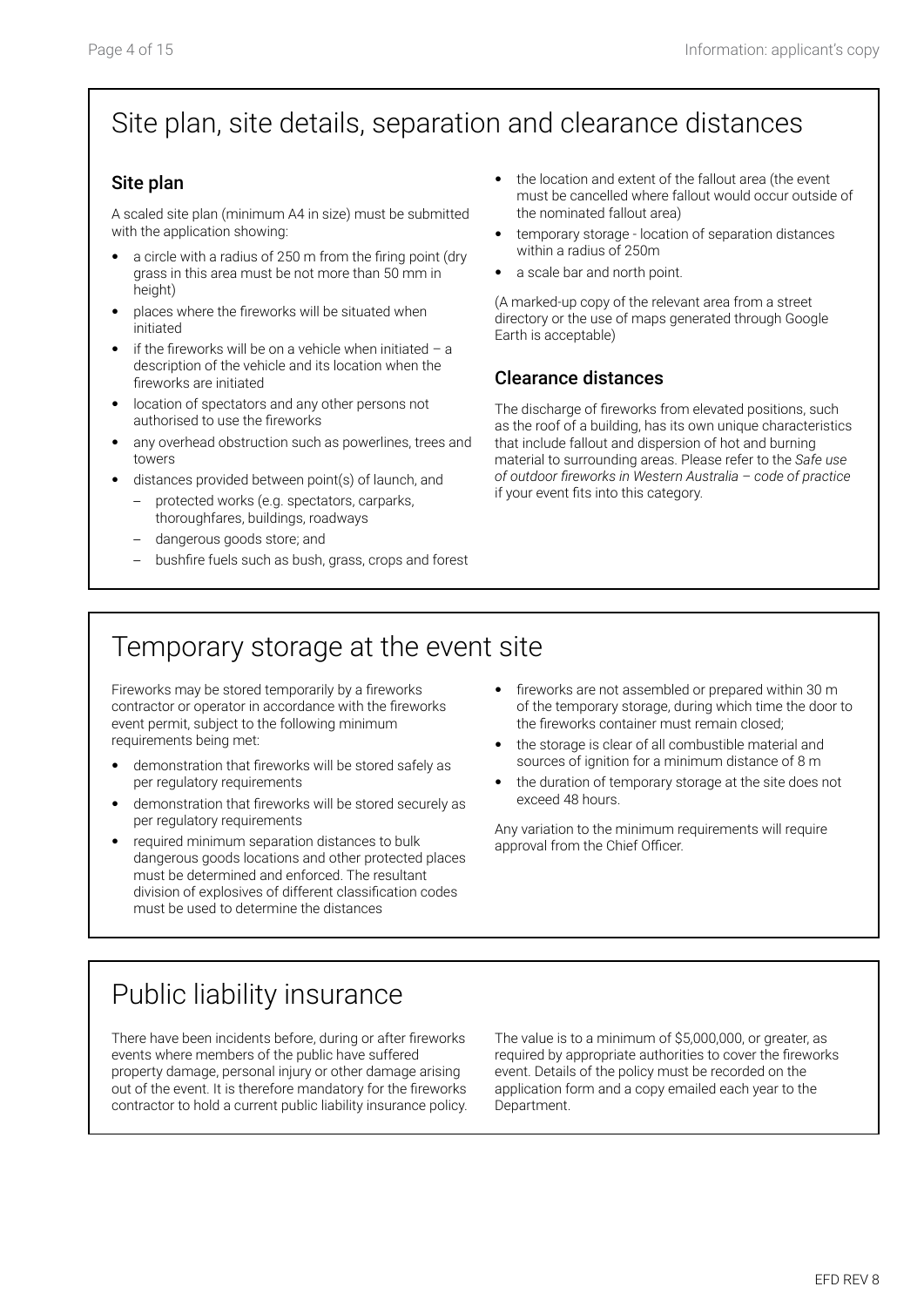# Site plan, site details, separation and clearance distances

### Site plan

A scaled site plan (minimum A4 in size) must be submitted with the application showing:

- a circle with a radius of 250 m from the firing point (dry grass in this area must be not more than 50 mm in height)
- places where the fireworks will be situated when initiated
- if the fireworks will be on a vehicle when initiated – a description of the vehicle and its location when the fireworks are initiated
- location of spectators and any other persons not authorised to use the fireworks
- any overhead obstruction such as powerlines, trees and towers
- distances provided between point(s) of launch, and
  - protected works (e.g. spectators, carparks, thoroughfares, buildings, roadways
  - dangerous goods store; and
  - bushfire fuels such as bush, grass, crops and forest
- the location and extent of the fallout area (the event must be cancelled where fallout would occur outside of the nominated fallout area)
- temporary storage - location of separation distances within a radius of 250m
- a scale bar and north point.

(A marked-up copy of the relevant area from a street directory or the use of maps generated through Google Earth is acceptable)

### Clearance distances

The discharge of fireworks from elevated positions, such as the roof of a building, has its own unique characteristics that include fallout and dispersion of hot and burning material to surrounding areas. Please refer to the *Safe use of outdoor fireworks in Western Australia – code of practice* if your event fits into this category.

# Temporary storage at the event site

Fireworks may be stored temporarily by a fireworks contractor or operator in accordance with the fireworks event permit, subject to the following minimum requirements being met:

- demonstration that fireworks will be stored safely as per regulatory requirements
- demonstration that fireworks will be stored securely as per regulatory requirements
- required minimum separation distances to bulk dangerous goods locations and other protected places must be determined and enforced. The resultant division of explosives of different classification codes must be used to determine the distances
- fireworks are not assembled or prepared within 30 m of the temporary storage, during which time the door to the fireworks container must remain closed;
- the storage is clear of all combustible material and sources of ignition for a minimum distance of 8 m
- the duration of temporary storage at the site does not exceed 48 hours.

Any variation to the minimum requirements will require approval from the Chief Officer.

# Public liability insurance

There have been incidents before, during or after fireworks events where members of the public have suffered property damage, personal injury or other damage arising out of the event. It is therefore mandatory for the fireworks contractor to hold a current public liability insurance policy.

The value is to a minimum of $5,000,000, or greater, as required by appropriate authorities to cover the fireworks event. Details of the policy must be recorded on the application form and a copy emailed each year to the Department.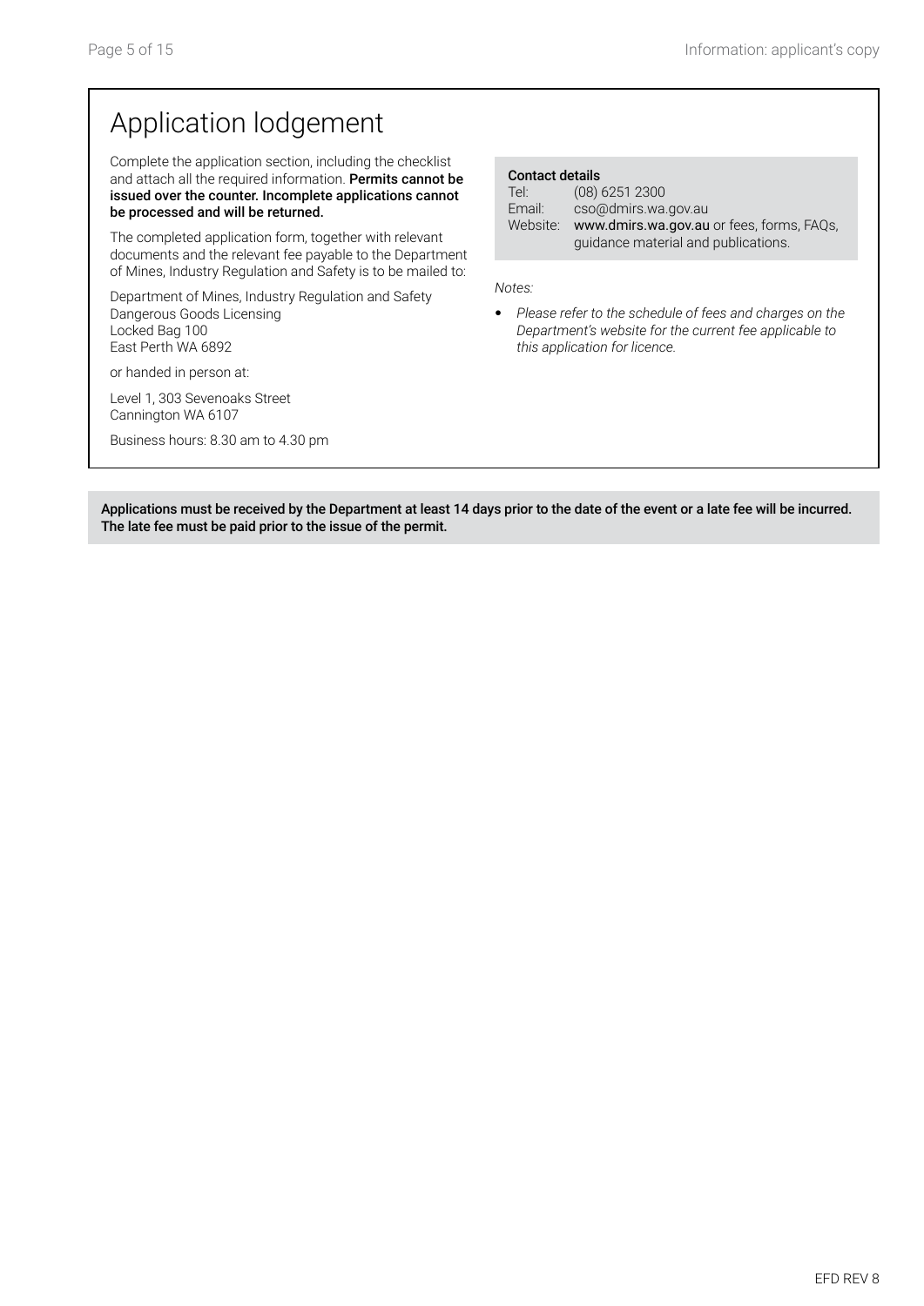# Application lodgement

Complete the application section, including the checklist and attach all the required information. **Permits cannot be issued over the counter. Incomplete applications cannot be processed and will be returned.**

The completed application form, together with relevant documents and the relevant fee payable to the Department of Mines, Industry Regulation and Safety is to be mailed to:

Department of Mines, Industry Regulation and Safety
Dangerous Goods Licensing
Locked Bag 100
East Perth WA 6892

or handed in person at:

Level 1, 303 Sevenoaks Street
Cannington WA 6107

Business hours: 8.30 am to 4.30 pm

**Contact details**

Tel: (08) 6251 2300
Email: cso@dmirs.wa.gov.au
Website: **www.dmirs.wa.gov.au** or fees, forms, FAQs, guidance material and publications.

*Notes:*

- *Please refer to the schedule of fees and charges on the Department's website for the current fee applicable to this application for licence.*

**Applications must be received by the Department at least 14 days prior to the date of the event or a late fee will be incurred. The late fee must be paid prior to the issue of the permit.**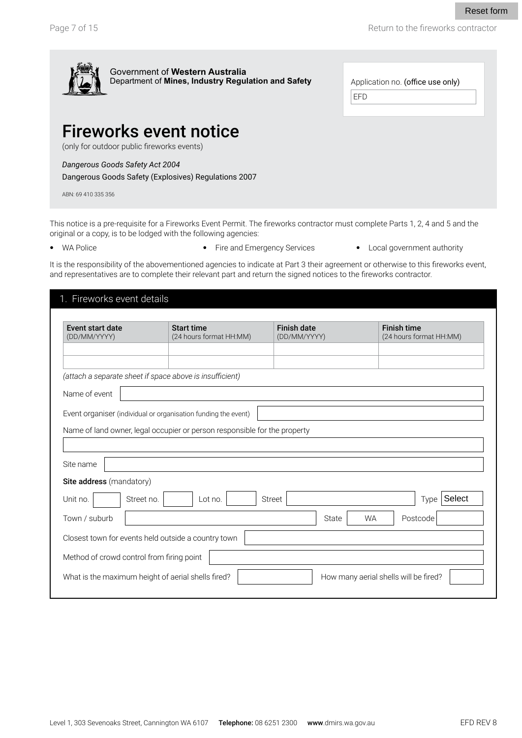Reset form

Return to the fireworks contractor

Government of **Western Australia**
Department of **Mines, Industry Regulation and Safety**

Application no. (office use only)

EFD

# Fireworks event notice

(only for outdoor public fireworks events)

*Dangerous Goods Safety Act 2004*

Dangerous Goods Safety (Explosives) Regulations 2007

ABN: 69 410 335 356

This notice is a pre-requisite for a Fireworks Event Permit. The fireworks contractor must complete Parts 1, 2, 4 and 5 and the original or a copy, is to be lodged with the following agencies:

- WA Police
- Fire and Emergency Services
- Local government authority

It is the responsibility of the abovementioned agencies to indicate at Part 3 their agreement or otherwise to this fireworks event, and representatives are to complete their relevant part and return the signed notices to the fireworks contractor.

## 1. Fireworks event details

| Event start date (DD/MM/YYYY) | Start time (24 hours format HH:MM) | Finish date (DD/MM/YYYY) | Finish time (24 hours format HH:MM) |
|---|---|---|---|
| | | | |
| | | | |

*(attach a separate sheet if space above is insufficient)*

Name of event

Event organiser (individual or organisation funding the event)

Name of land owner, legal occupier or person responsible for the property

Site name

**Site address** (mandatory)

Unit no. Street no. Lot no. Street Type Select

Town / suburb State WA Postcode

Closest town for events held outside a country town

Method of crowd control from firing point

What is the maximum height of aerial shells fired? How many aerial shells will be fired?

Level 1, 303 Sevenoaks Street, Cannington WA 6107 **Telephone:** 08 6251 2300 **www**.dmirs.wa.gov.au EFD REV 8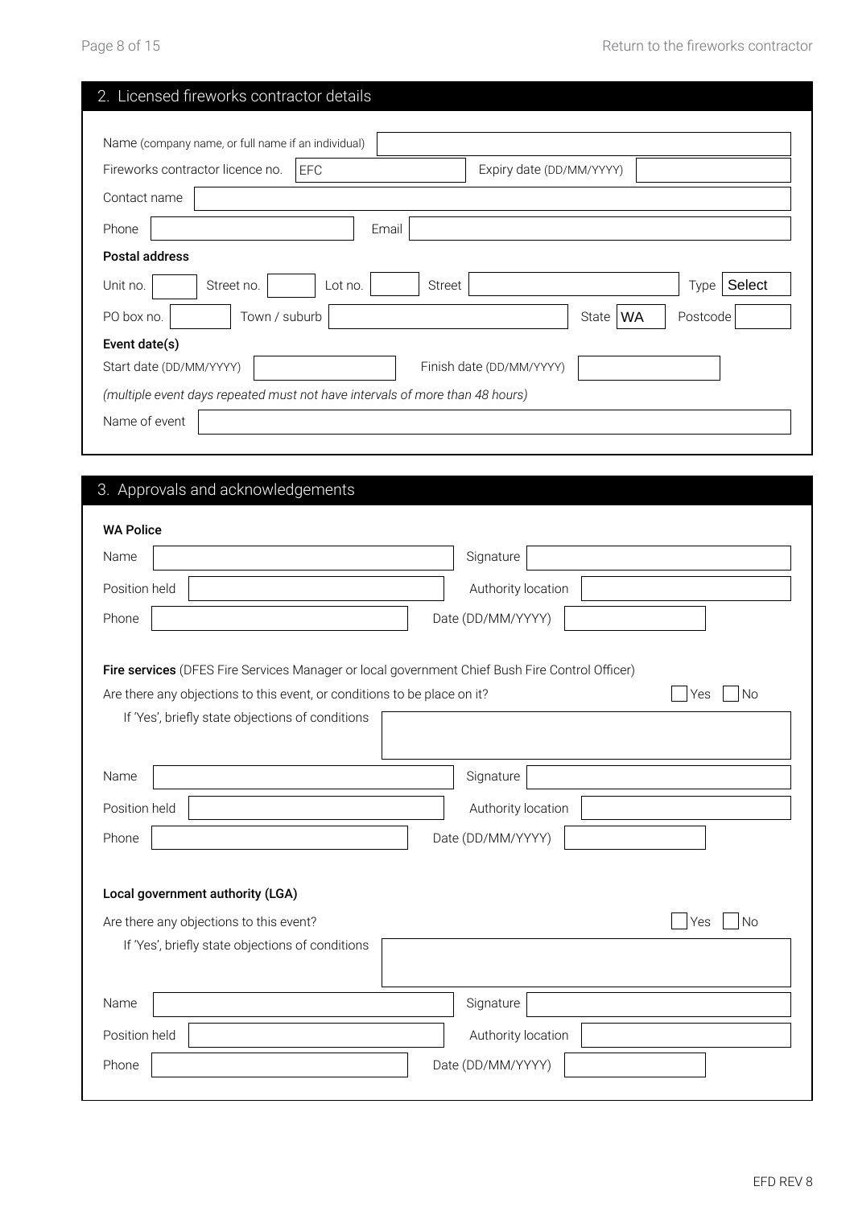## 2. Licensed fireworks contractor details

Name (company name, or full name if an individual)

Fireworks contractor licence no. EFC

Expiry date (DD/MM/YYYY)

Contact name

Phone

Email

**Postal address**

Unit no.

Street no.

Lot no.

Street

Type Select

PO box no.

Town / suburb

State WA

Postcode

**Event date(s)**

Start date (DD/MM/YYYY)

Finish date (DD/MM/YYYY)

*(multiple event days repeated must not have intervals of more than 48 hours)*

Name of event

## 3. Approvals and acknowledgements

**WA Police**

Name

Signature

Position held

Authority location

Phone

Date (DD/MM/YYYY)

**Fire services** (DFES Fire Services Manager or local government Chief Bush Fire Control Officer)

Are there any objections to this event, or conditions to be place on it? ☐ Yes ☐ No

If 'Yes', briefly state objections of conditions

Name

Signature

Position held

Authority location

Phone

Date (DD/MM/YYYY)

**Local government authority (LGA)**

Are there any objections to this event? ☐ Yes ☐ No

If 'Yes', briefly state objections of conditions

Name

Signature

Position held

Authority location

Phone

Date (DD/MM/YYYY)

EFD REV 8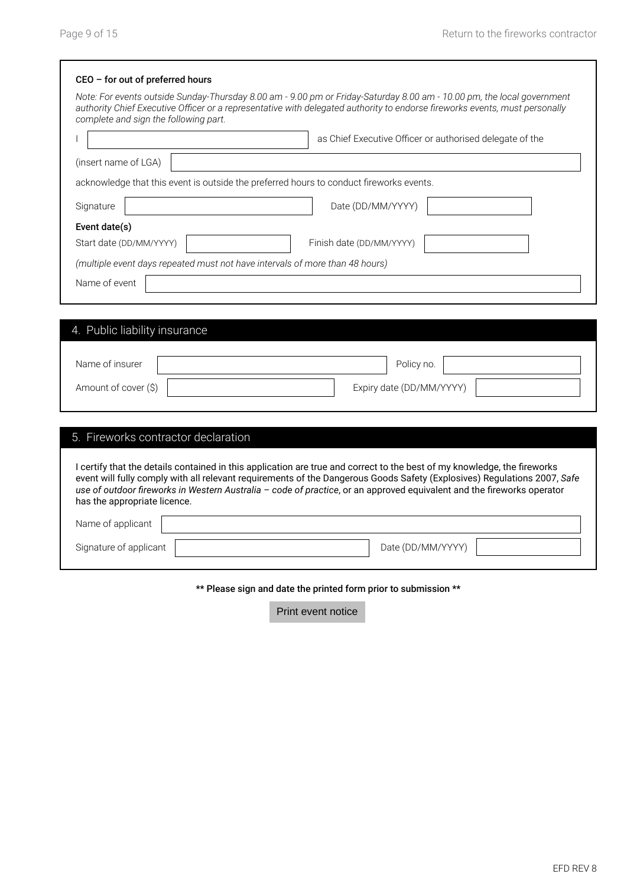**CEO – for out of preferred hours**

*Note: For events outside Sunday-Thursday 8.00 am - 9.00 pm or Friday-Saturday 8.00 am - 10.00 pm, the local government authority Chief Executive Officer or a representative with delegated authority to endorse fireworks events, must personally complete and sign the following part.*

I ______________________ as Chief Executive Officer or authorised delegate of the

(insert name of LGA) ______________________

acknowledge that this event is outside the preferred hours to conduct fireworks events.

Signature ______________________ Date (DD/MM/YYYY) ______________________

**Event date(s)**

Start date (DD/MM/YYYY) ______________________ Finish date (DD/MM/YYYY) ______________________

*(multiple event days repeated must not have intervals of more than 48 hours)*

Name of event ______________________

## 4. Public liability insurance

Name of insurer ______________________ Policy no. ______________________

Amount of cover ($) ______________________ Expiry date (DD/MM/YYYY) ______________________

## 5. Fireworks contractor declaration

I certify that the details contained in this application are true and correct to the best of my knowledge, the fireworks event will fully comply with all relevant requirements of the Dangerous Goods Safety (Explosives) Regulations 2007, *Safe use of outdoor fireworks in Western Australia – code of practice*, or an approved equivalent and the fireworks operator has the appropriate licence.

Name of applicant ______________________

Signature of applicant ______________________ Date (DD/MM/YYYY) ______________________

**\*\* Please sign and date the printed form prior to submission \*\***

Print event notice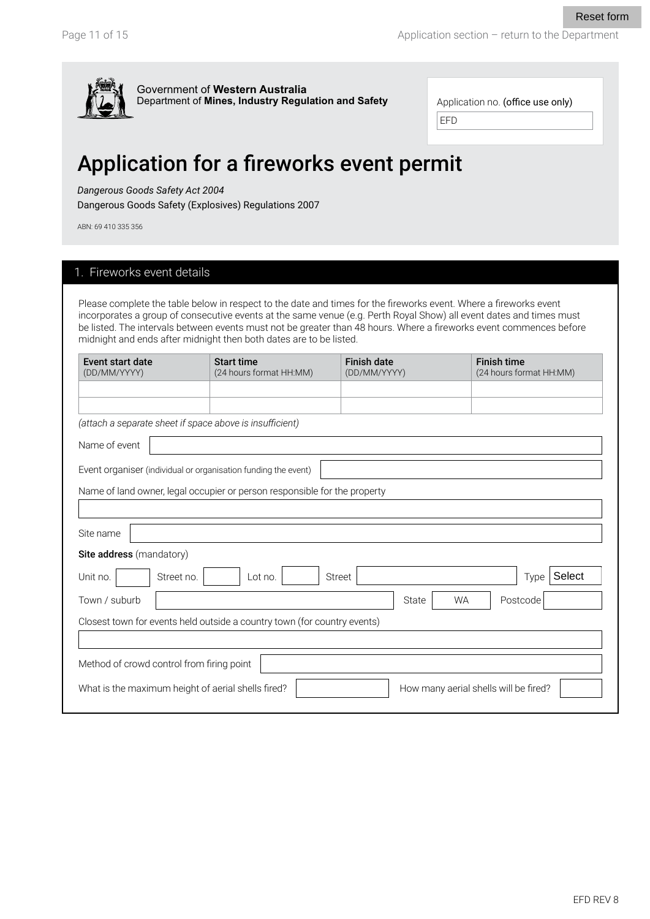Government of **Western Australia**
Department of **Mines, Industry Regulation and Safety**

Application no. (office use only)

EFD

# Application for a fireworks event permit

*Dangerous Goods Safety Act 2004*
Dangerous Goods Safety (Explosives) Regulations 2007

ABN: 69 410 335 356

## 1. Fireworks event details

Please complete the table below in respect to the date and times for the fireworks event. Where a fireworks event incorporates a group of consecutive events at the same venue (e.g. Perth Royal Show) all event dates and times must be listed. The intervals between events must not be greater than 48 hours. Where a fireworks event commences before midnight and ends after midnight then both dates are to be listed.

| Event start date (DD/MM/YYYY) | Start time (24 hours format HH:MM) | Finish date (DD/MM/YYYY) | Finish time (24 hours format HH:MM) |
|---|---|---|---|
| | | | |
| | | | |

*(attach a separate sheet if space above is insufficient)*

Name of event

Event organiser (individual or organisation funding the event)

Name of land owner, legal occupier or person responsible for the property

Site name

**Site address** (mandatory)

Unit no. Street no. Lot no. Street Type Select

Town / suburb State WA Postcode

Closest town for events held outside a country town (for country events)

Method of crowd control from firing point

What is the maximum height of aerial shells fired? How many aerial shells will be fired?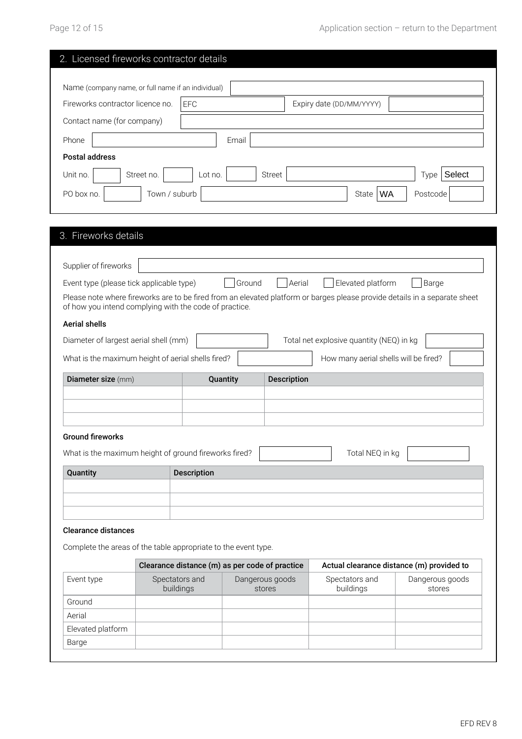## 2. Licensed fireworks contractor details

Name (company name, or full name if an individual)

Fireworks contractor licence no. EFC

Expiry date (DD/MM/YYYY)

Contact name (for company)

Phone

Email

**Postal address**

Unit no. Street no. Lot no. Street Type Select

PO box no. Town / suburb State WA Postcode

## 3. Fireworks details

Supplier of fireworks

Event type (please tick applicable type) ☐ Ground ☐ Aerial ☐ Elevated platform ☐ Barge

Please note where fireworks are to be fired from an elevated platform or barges please provide details in a separate sheet of how you intend complying with the code of practice.

**Aerial shells**

Diameter of largest aerial shell (mm)

Total net explosive quantity (NEQ) in kg

What is the maximum height of aerial shells fired?

How many aerial shells will be fired?

| **Diameter size** (mm) | **Quantity** | **Description** |
|---|---|---|
| | | |
| | | |
| | | |

**Ground fireworks**

What is the maximum height of ground fireworks fired?

Total NEQ in kg

| **Quantity** | **Description** |
|---|---|
| | |
| | |
| | |

**Clearance distances**

Complete the areas of the table appropriate to the event type.

| | Clearance distance (m) as per code of practice | | Actual clearance distance (m) provided to | |
|---|---|---|---|---|
| Event type | Spectators and buildings | Dangerous goods stores | Spectators and buildings | Dangerous goods stores |
| Ground | | | | |
| Aerial | | | | |
| Elevated platform | | | | |
| Barge | | | | |

EFD REV 8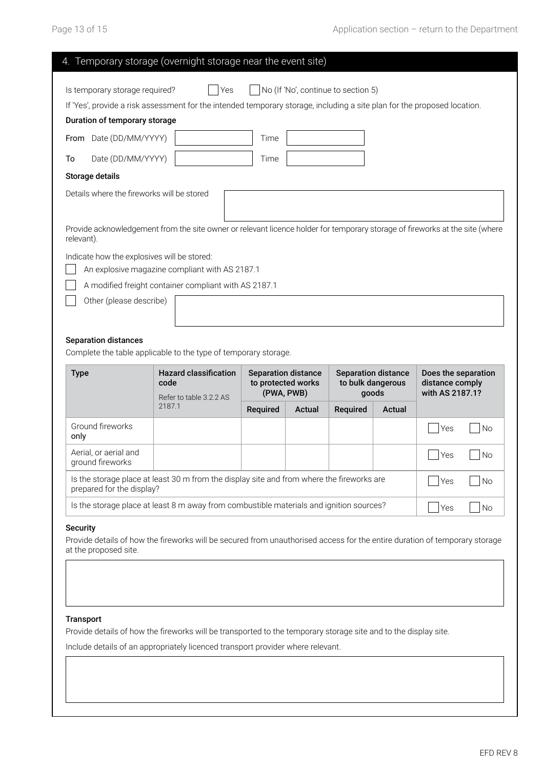## 4. Temporary storage (overnight storage near the event site)

Is temporary storage required? ☐ Yes ☐ No (If 'No', continue to section 5)

If 'Yes', provide a risk assessment for the intended temporary storage, including a site plan for the proposed location.

**Duration of temporary storage**

From Date (DD/MM/YYYY) ____________ Time ____________

To Date (DD/MM/YYYY) ____________ Time ____________

**Storage details**

Details where the fireworks will be stored ____________

Provide acknowledgement from the site owner or relevant licence holder for temporary storage of fireworks at the site (where relevant).

Indicate how the explosives will be stored:

☐ An explosive magazine compliant with AS 2187.1

☐ A modified freight container compliant with AS 2187.1

☐ Other (please describe) ____________

**Separation distances**

Complete the table applicable to the type of temporary storage.

| Type | Hazard classification code<br>Refer to table 3.2.2 AS 2187.1 | Separation distance to protected works (PWA, PWB) | | Separation distance to bulk dangerous goods | | Does the separation distance comply with AS 2187.1? |
|---|---|---|---|---|---|---|
| | | Required | Actual | Required | Actual | |
| Ground fireworks only | | | | | | ☐ Yes ☐ No |
| Aerial, or aerial and ground fireworks | | | | | | ☐ Yes ☐ No |
| Is the storage place at least 30 m from the display site and from where the fireworks are prepared for the display? | | | | | | ☐ Yes ☐ No |
| Is the storage place at least 8 m away from combustible materials and ignition sources? | | | | | | ☐ Yes ☐ No |

**Security**

Provide details of how the fireworks will be secured from unauthorised access for the entire duration of temporary storage at the proposed site.

____________

**Transport**

Provide details of how the fireworks will be transported to the temporary storage site and to the display site.

Include details of an appropriately licenced transport provider where relevant.

____________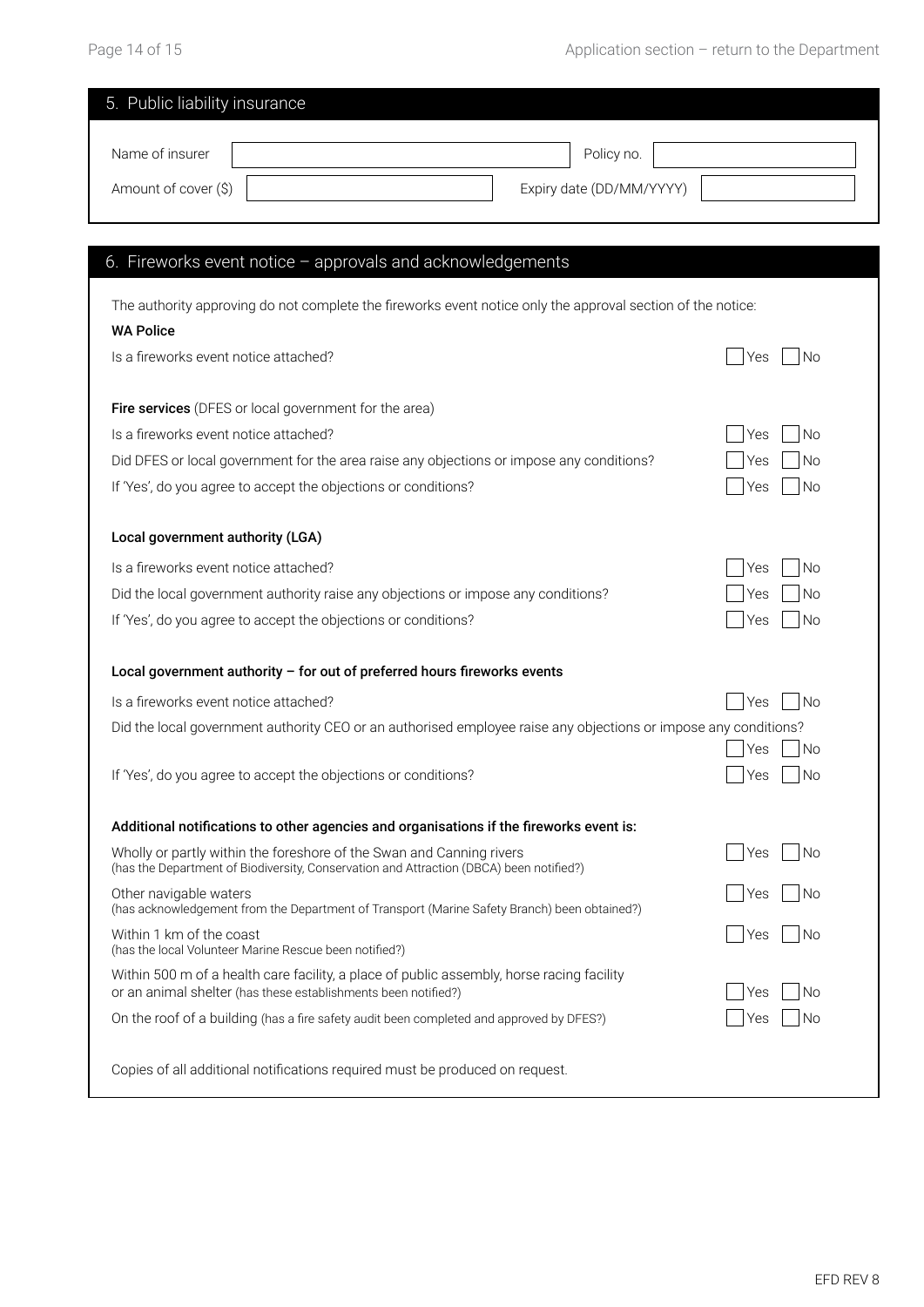## 5. Public liability insurance

Name of insurer: ____________________ Policy no.: ____________________

Amount of cover ($): ____________________ Expiry date (DD/MM/YYYY): ____________________

## 6. Fireworks event notice – approvals and acknowledgements

The authority approving do not complete the fireworks event notice only the approval section of the notice:

**WA Police**

Is a fireworks event notice attached? ☐ Yes ☐ No

**Fire services** (DFES or local government for the area)

Is a fireworks event notice attached? ☐ Yes ☐ No

Did DFES or local government for the area raise any objections or impose any conditions? ☐ Yes ☐ No

If 'Yes', do you agree to accept the objections or conditions? ☐ Yes ☐ No

**Local government authority (LGA)**

Is a fireworks event notice attached? ☐ Yes ☐ No

Did the local government authority raise any objections or impose any conditions? ☐ Yes ☐ No

If 'Yes', do you agree to accept the objections or conditions? ☐ Yes ☐ No

**Local government authority – for out of preferred hours fireworks events**

Is a fireworks event notice attached? ☐ Yes ☐ No

Did the local government authority CEO or an authorised employee raise any objections or impose any conditions? ☐ Yes ☐ No

If 'Yes', do you agree to accept the objections or conditions? ☐ Yes ☐ No

**Additional notifications to other agencies and organisations if the fireworks event is:**

Wholly or partly within the foreshore of the Swan and Canning rivers (has the Department of Biodiversity, Conservation and Attraction (DBCA) been notified?) ☐ Yes ☐ No

Other navigable waters (has acknowledgement from the Department of Transport (Marine Safety Branch) been obtained?) ☐ Yes ☐ No

Within 1 km of the coast (has the local Volunteer Marine Rescue been notified?) ☐ Yes ☐ No

Within 500 m of a health care facility, a place of public assembly, horse racing facility or an animal shelter (has these establishments been notified?) ☐ Yes ☐ No

On the roof of a building (has a fire safety audit been completed and approved by DFES?) ☐ Yes ☐ No

Copies of all additional notifications required must be produced on request.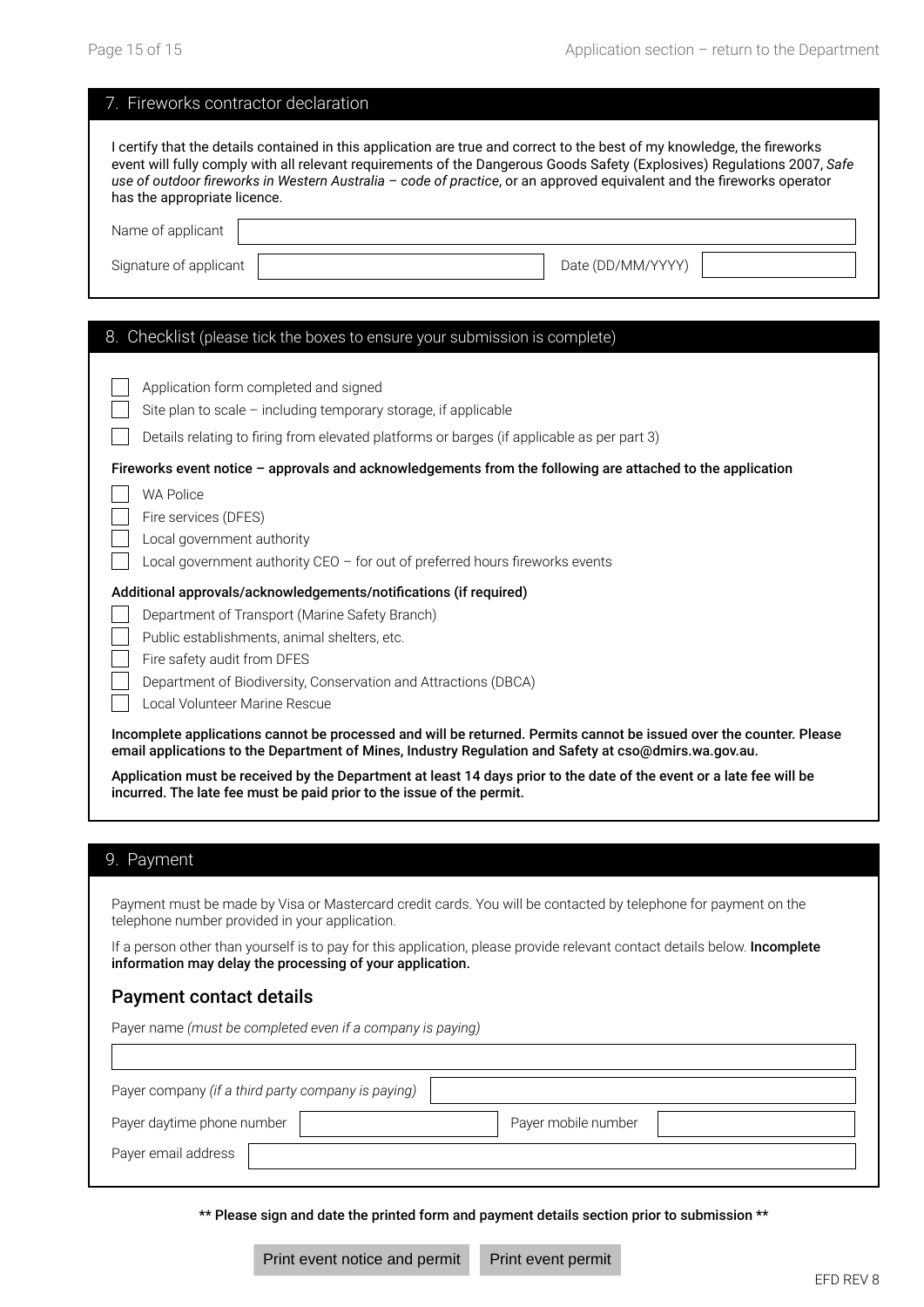## 7. Fireworks contractor declaration

I certify that the details contained in this application are true and correct to the best of my knowledge, the fireworks event will fully comply with all relevant requirements of the Dangerous Goods Safety (Explosives) Regulations 2007, *Safe use of outdoor fireworks in Western Australia – code of practice*, or an approved equivalent and the fireworks operator has the appropriate licence.

Name of applicant

Signature of applicant

Date (DD/MM/YYYY)

## 8. Checklist (please tick the boxes to ensure your submission is complete)

- ☐ Application form completed and signed
- ☐ Site plan to scale – including temporary storage, if applicable
- ☐ Details relating to firing from elevated platforms or barges (if applicable as per part 3)

**Fireworks event notice – approvals and acknowledgements from the following are attached to the application**

- ☐ WA Police
- ☐ Fire services (DFES)
- ☐ Local government authority
- ☐ Local government authority CEO – for out of preferred hours fireworks events

**Additional approvals/acknowledgements/notifications (if required)**

- ☐ Department of Transport (Marine Safety Branch)
- ☐ Public establishments, animal shelters, etc.
- ☐ Fire safety audit from DFES
- ☐ Department of Biodiversity, Conservation and Attractions (DBCA)
- ☐ Local Volunteer Marine Rescue

**Incomplete applications cannot be processed and will be returned. Permits cannot be issued over the counter. Please email applications to the Department of Mines, Industry Regulation and Safety at cso@dmirs.wa.gov.au.**

**Application must be received by the Department at least 14 days prior to the date of the event or a late fee will be incurred. The late fee must be paid prior to the issue of the permit.**

## 9. Payment

Payment must be made by Visa or Mastercard credit cards. You will be contacted by telephone for payment on the telephone number provided in your application.

If a person other than yourself is to pay for this application, please provide relevant contact details below. **Incomplete information may delay the processing of your application.**

### Payment contact details

Payer name *(must be completed even if a company is paying)*

Payer company *(if a third party company is paying)*

Payer daytime phone number

Payer mobile number

Payer email address

**\*\* Please sign and date the printed form and payment details section prior to submission \*\***

Print event notice and permit

Print event permit

EFD REV 8